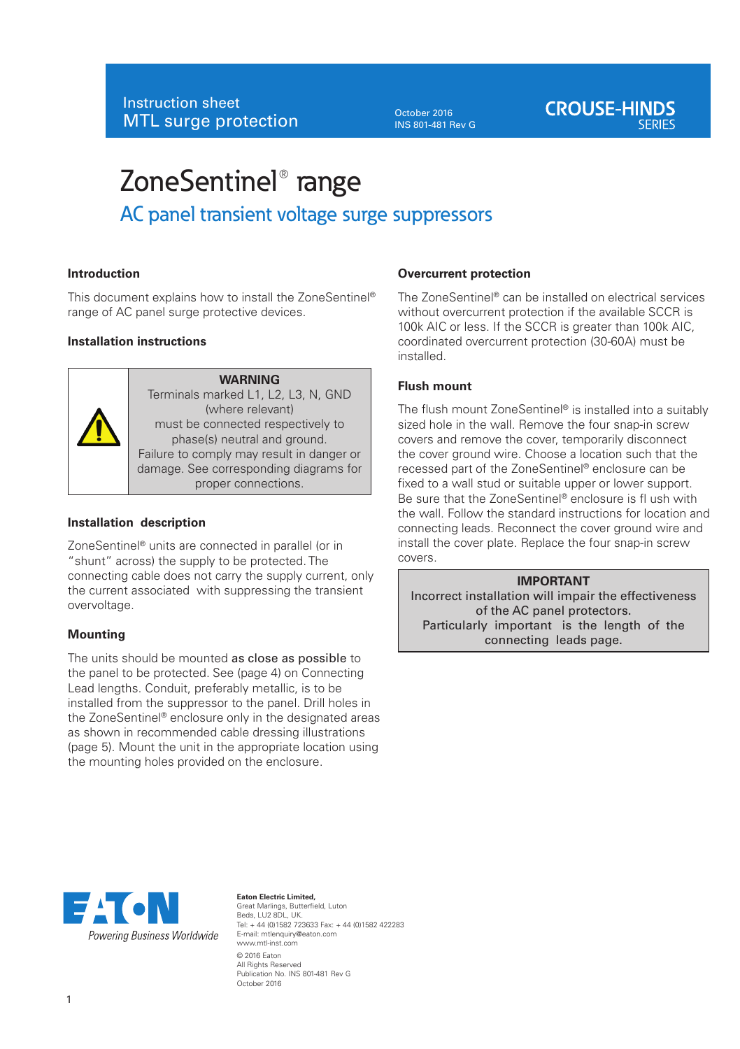Instruction sheet
MTL surge protection

October 2016
INS 801-481 Rev G

CROUSE-HINDS SERIES

# ZoneSentinel® range

## AC panel transient voltage surge suppressors

### Introduction

This document explains how to install the ZoneSentinel® range of AC panel surge protective devices.

### Installation instructions

**WARNING**
Terminals marked L1, L2, L3, N, GND (where relevant) must be connected respectively to phase(s) neutral and ground. Failure to comply may result in danger or damage. See corresponding diagrams for proper connections.

### Installation description

ZoneSentinel® units are connected in parallel (or in "shunt" across) the supply to be protected. The connecting cable does not carry the supply current, only the current associated with suppressing the transient overvoltage.

### Mounting

The units should be mounted as close as possible to the panel to be protected. See (page 4) on Connecting Lead lengths. Conduit, preferably metallic, is to be installed from the suppressor to the panel. Drill holes in the ZoneSentinel® enclosure only in the designated areas as shown in recommended cable dressing illustrations (page 5). Mount the unit in the appropriate location using the mounting holes provided on the enclosure.

### Overcurrent protection

The ZoneSentinel® can be installed on electrical services without overcurrent protection if the available SCCR is 100k AIC or less. If the SCCR is greater than 100k AIC, coordinated overcurrent protection (30-60A) must be installed.

### Flush mount

The flush mount ZoneSentinel® is installed into a suitably sized hole in the wall. Remove the four snap-in screw covers and remove the cover, temporarily disconnect the cover ground wire. Choose a location such that the recessed part of the ZoneSentinel® enclosure can be fixed to a wall stud or suitable upper or lower support. Be sure that the ZoneSentinel® enclosure is fl ush with the wall. Follow the standard instructions for location and connecting leads. Reconnect the cover ground wire and install the cover plate. Replace the four snap-in screw covers.

**IMPORTANT**
Incorrect installation will impair the effectiveness of the AC panel protectors.
Particularly important is the length of the connecting leads page.

EATON
Powering Business Worldwide

**Eaton Electric Limited,**
Great Marlings, Butterfield, Luton
Beds, LU2 8DL, UK.
Tel: + 44 (0)1582 723633 Fax: + 44 (0)1582 422283
E-mail: mtlenquiry@eaton.com
www.mtl-inst.com

© 2016 Eaton
All Rights Reserved
Publication No. INS 801-481 Rev G
October 2016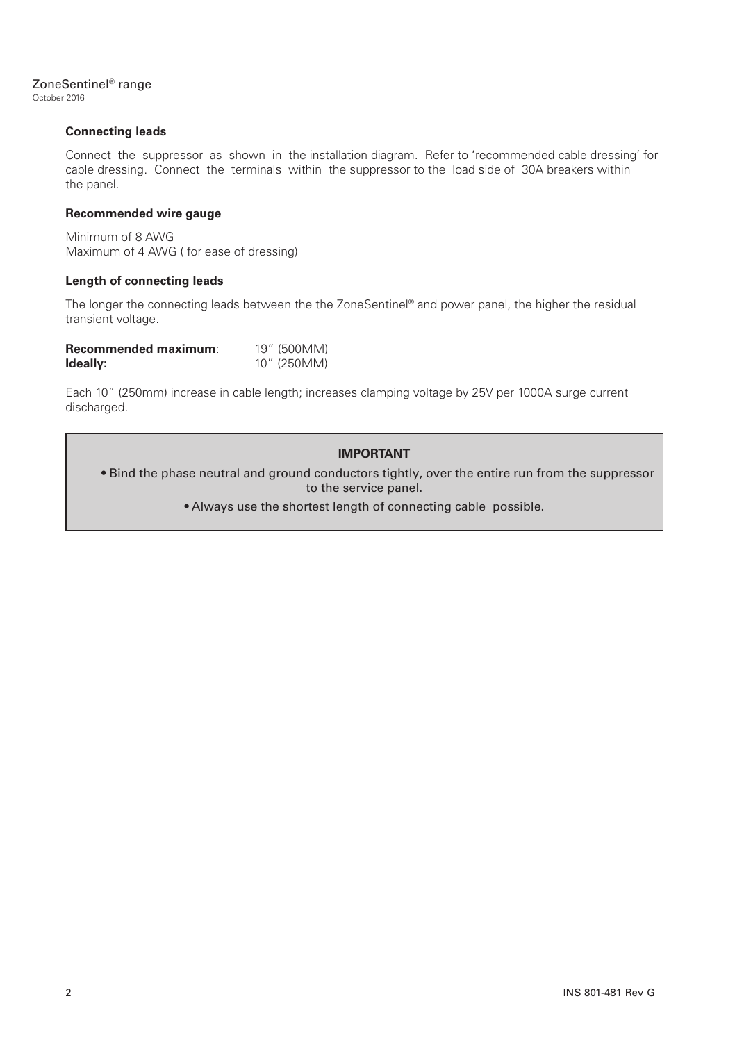### Connecting leads

Connect the suppressor as shown in the installation diagram. Refer to 'recommended cable dressing' for cable dressing. Connect the terminals within the suppressor to the load side of 30A breakers within the panel.

### Recommended wire gauge

Minimum of 8 AWG
Maximum of 4 AWG ( for ease of dressing)

### Length of connecting leads

The longer the connecting leads between the the ZoneSentinel® and power panel, the higher the residual transient voltage.

| | |
|---|---|
| **Recommended maximum**: | 19" (500MM) |
| **Ideally:** | 10" (250MM) |

Each 10" (250mm) increase in cable length; increases clamping voltage by 25V per 1000A surge current discharged.

**IMPORTANT**

- Bind the phase neutral and ground conductors tightly, over the entire run from the suppressor to the service panel.
- Always use the shortest length of connecting cable possible.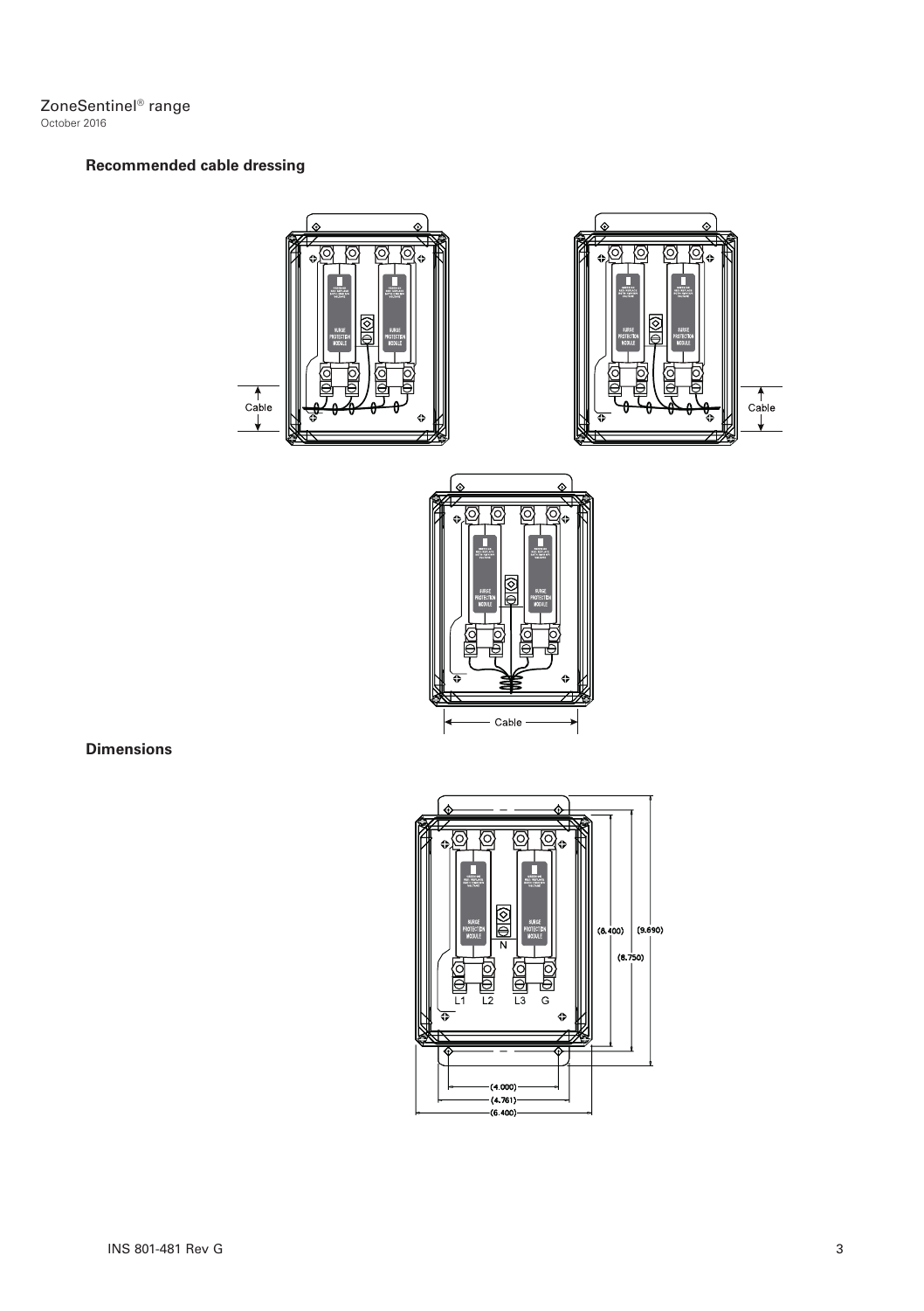## Recommended cable dressing

Cable

Cable

Cable

## Dimensions

(8.400)

(9.690)

(8.750)

N

L1 L2 L3 G

(4.000)

(4.761)

(6.400)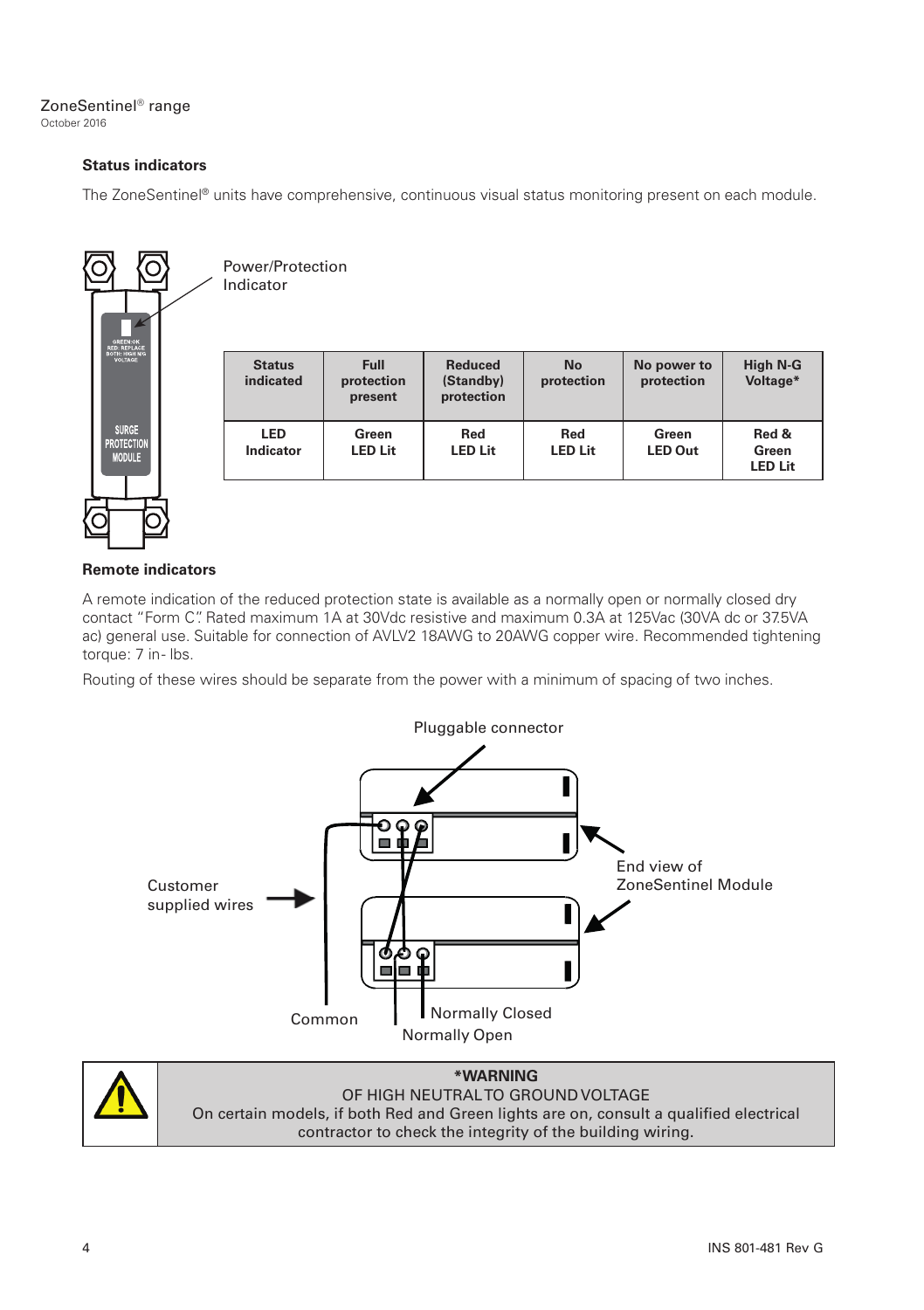ZoneSentinel® range
October 2016

### Status indicators

The ZoneSentinel® units have comprehensive, continuous visual status monitoring present on each module.

Power/Protection Indicator

GREEN:OK
RED: REPLACE
BOTH: HIGH N-G VOLTAGE

SURGE PROTECTION MODULE

| Status indicated | Full protection present | Reduced (Standby) protection | No protection | No power to protection | High N-G Voltage* |
|---|---|---|---|---|---|
| LED Indicator | Green LED Lit | Red LED Lit | Red LED Lit | Green LED Out | Red & Green LED Lit |

### Remote indicators

A remote indication of the reduced protection state is available as a normally open or normally closed dry contact "Form C". Rated maximum 1A at 30Vdc resistive and maximum 0.3A at 125Vac (30VA dc or 37.5VA ac) general use. Suitable for connection of AVLV2 18AWG to 20AWG copper wire. Recommended tightening torque: 7 in- lbs.

Routing of these wires should be separate from the power with a minimum of spacing of two inches.

Pluggable connector

End view of ZoneSentinel Module

Customer supplied wires

Common

Normally Closed

Normally Open

**\*WARNING**
OF HIGH NEUTRAL TO GROUND VOLTAGE
On certain models, if both Red and Green lights are on, consult a qualified electrical contractor to check the integrity of the building wiring.

INS 801-481 Rev G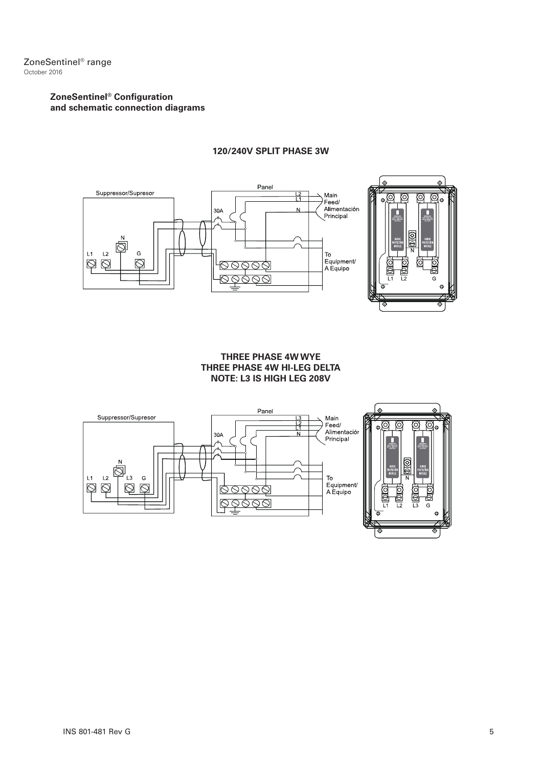## ZoneSentinel® Configuration and schematic connection diagrams

### 120/240V SPLIT PHASE 3W

Suppressor/Supresor

Panel

L2
L1
N

30A

Main Feed/ Alimentación Principal

To Equipment/ A Equipo

N

L1 L2 G

### THREE PHASE 4W WYE
### THREE PHASE 4W HI-LEG DELTA
### NOTE: L3 IS HIGH LEG 208V

Suppressor/Supresor

Panel

L3
L2
L1
N

30A

Main Feed/ Alimentación Principal

To Equipment/ A Equipo

N

L1 L2 L3 G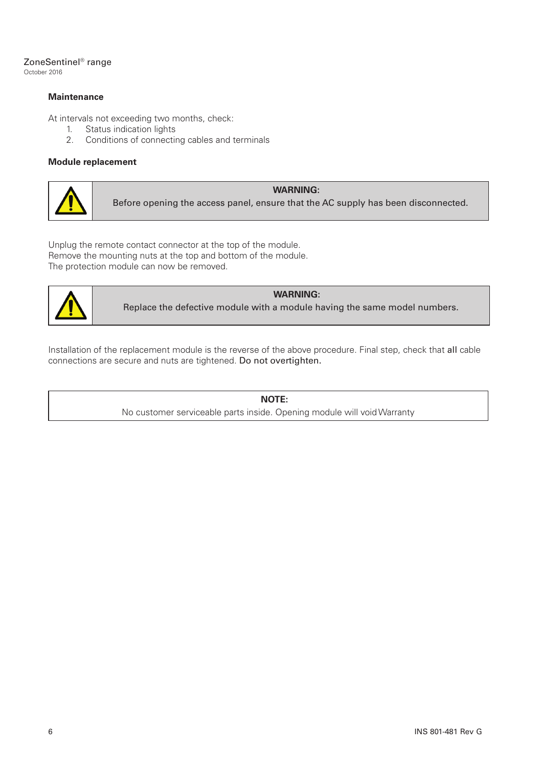### Maintenance

At intervals not exceeding two months, check:

1. Status indication lights
2. Conditions of connecting cables and terminals

### Module replacement

**WARNING:**
Before opening the access panel, ensure that the AC supply has been disconnected.

Unplug the remote contact connector at the top of the module.
Remove the mounting nuts at the top and bottom of the module.
The protection module can now be removed.

**WARNING:**
Replace the defective module with a module having the same model numbers.

Installation of the replacement module is the reverse of the above procedure. Final step, check that all cable connections are secure and nuts are tightened. Do not overtighten.

**NOTE:**
No customer serviceable parts inside. Opening module will void Warranty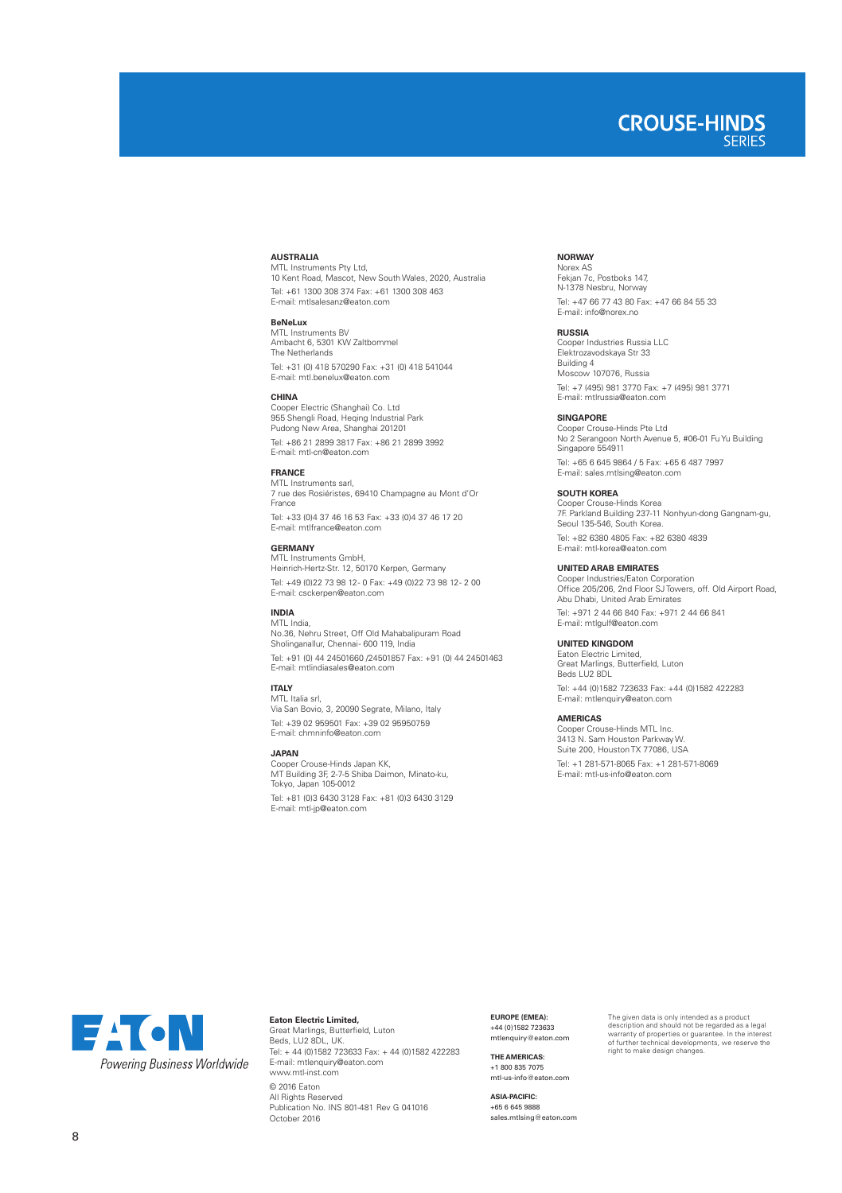CROUSE-HINDS
SERIES

**AUSTRALIA**
MTL Instruments Pty Ltd,
10 Kent Road, Mascot, New South Wales, 2020, Australia
Tel: +61 1300 308 374 Fax: +61 1300 308 463
E-mail: mtlsalesanz@eaton.com

**BeNeLux**
MTL Instruments BV
Ambacht 6, 5301 KW Zaltbommel
The Netherlands
Tel: +31 (0) 418 570290 Fax: +31 (0) 418 541044
E-mail: mtl.benelux@eaton.com

**CHINA**
Cooper Electric (Shanghai) Co. Ltd
955 Shengli Road, Heqing Industrial Park
Pudong New Area, Shanghai 201201
Tel: +86 21 2899 3817 Fax: +86 21 2899 3992
E-mail: mtl-cn@eaton.com

**FRANCE**
MTL Instruments sarl,
7 rue des Rosiéristes, 69410 Champagne au Mont d'Or
France
Tel: +33 (0)4 37 46 16 53 Fax: +33 (0)4 37 46 17 20
E-mail: mtlfrance@eaton.com

**GERMANY**
MTL Instruments GmbH,
Heinrich-Hertz-Str. 12, 50170 Kerpen, Germany
Tel: +49 (0)22 73 98 12- 0 Fax: +49 (0)22 73 98 12- 2 00
E-mail: csckerpen@eaton.com

**INDIA**
MTL India,
No.36, Nehru Street, Off Old Mahabalipuram Road
Sholinganallur, Chennai- 600 119, India
Tel: +91 (0) 44 24501660 /24501857 Fax: +91 (0) 44 24501463
E-mail: mtlindiasales@eaton.com

**ITALY**
MTL Italia srl,
Via San Bovio, 3, 20090 Segrate, Milano, Italy
Tel: +39 02 959501 Fax: +39 02 95950759
E-mail: chmninfo@eaton.com

**JAPAN**
Cooper Crouse-Hinds Japan KK,
MT Building 3F, 2-7-5 Shiba Daimon, Minato-ku,
Tokyo, Japan 105-0012
Tel: +81 (0)3 6430 3128 Fax: +81 (0)3 6430 3129
E-mail: mtl-jp@eaton.com

**NORWAY**
Norex AS
Fekjan 7c, Postboks 147,
N-1378 Nesbru, Norway
Tel: +47 66 77 43 80 Fax: +47 66 84 55 33
E-mail: info@norex.no

**RUSSIA**
Cooper Industries Russia LLC
Elektrozavodskaya Str 33
Building 4
Moscow 107076, Russia
Tel: +7 (495) 981 3770 Fax: +7 (495) 981 3771
E-mail: mtlrussia@eaton.com

**SINGAPORE**
Cooper Crouse-Hinds Pte Ltd
No 2 Serangoon North Avenue 5, #06-01 Fu Yu Building
Singapore 554911
Tel: +65 6 645 9864 / 5 Fax: +65 6 487 7997
E-mail: sales.mtlsing@eaton.com

**SOUTH KOREA**
Cooper Crouse-Hinds Korea
7F. Parkland Building 237-11 Nonhyun-dong Gangnam-gu,
Seoul 135-546, South Korea.
Tel: +82 6380 4805 Fax: +82 6380 4839
E-mail: mtl-korea@eaton.com

**UNITED ARAB EMIRATES**
Cooper Industries/Eaton Corporation
Office 205/206, 2nd Floor SJ Towers, off. Old Airport Road,
Abu Dhabi, United Arab Emirates
Tel: +971 2 44 66 840 Fax: +971 2 44 66 841
E-mail: mtlgulf@eaton.com

**UNITED KINGDOM**
Eaton Electric Limited,
Great Marlings, Butterfield, Luton
Beds LU2 8DL
Tel: +44 (0)1582 723633 Fax: +44 (0)1582 422283
E-mail: mtlenquiry@eaton.com

**AMERICAS**
Cooper Crouse-Hinds MTL Inc.
3413 N. Sam Houston Parkway W.
Suite 200, Houston TX 77086, USA
Tel: +1 281-571-8065 Fax: +1 281-571-8069
E-mail: mtl-us-info@eaton.com

EATON
*Powering Business Worldwide*

**Eaton Electric Limited,**
Great Marlings, Butterfield, Luton
Beds, LU2 8DL, UK.
Tel: + 44 (0)1582 723633 Fax: + 44 (0)1582 422283
E-mail: mtlenquiry@eaton.com
www.mtl-inst.com

© 2016 Eaton
All Rights Reserved
Publication No. INS 801-481 Rev G 041016
October 2016

**EUROPE (EMEA):**
+44 (0)1582 723633
mtlenquiry@eaton.com

**THE AMERICAS:**
+1 800 835 7075
mtl-us-info@eaton.com

**ASIA-PACIFIC:**
+65 6 645 9888
sales.mtlsing@eaton.com

The given data is only intended as a product description and should not be regarded as a legal warranty of properties or guarantee. In the interest of further technical developments, we reserve the right to make design changes.